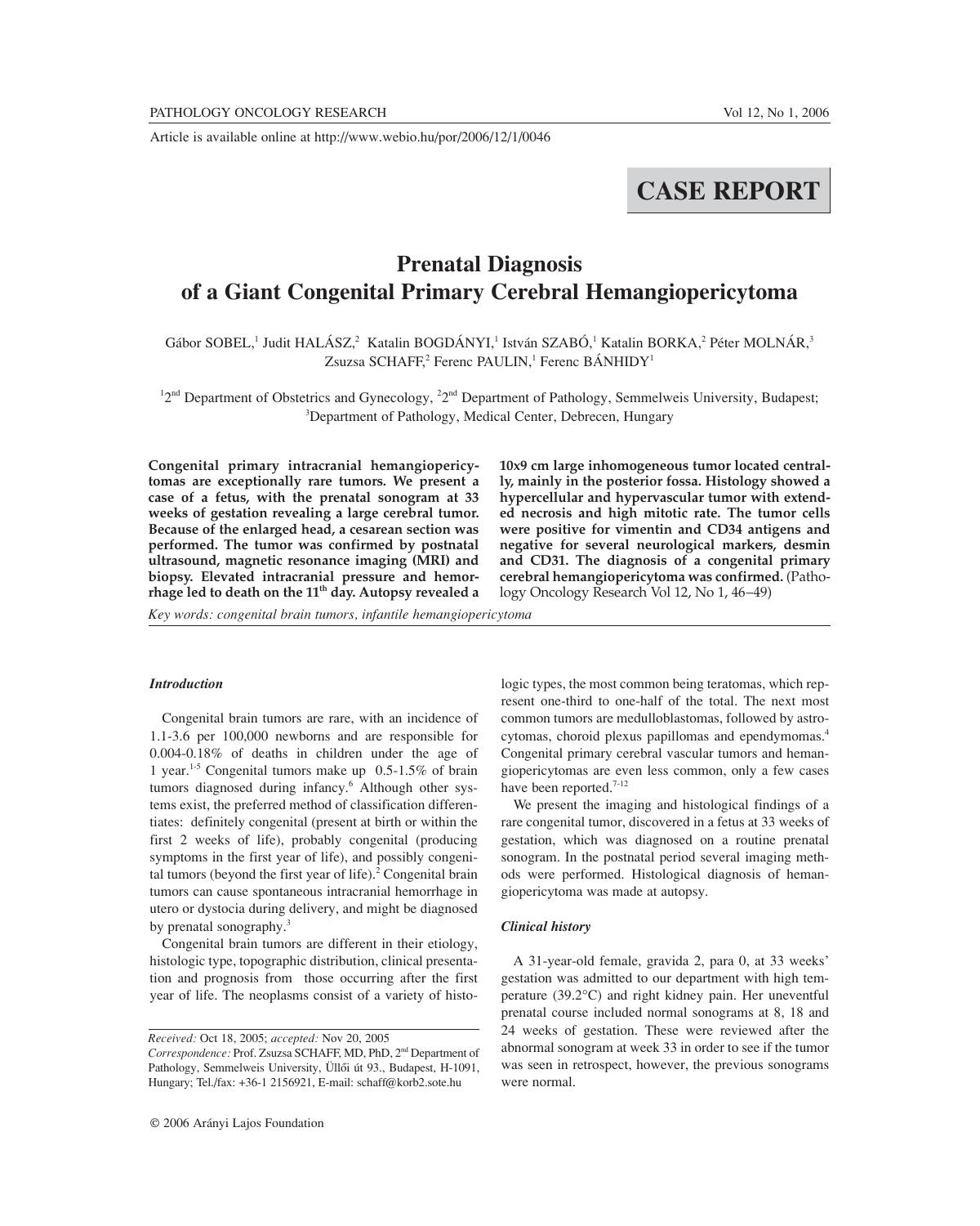Article is available online at http://www.webio.hu/por/2006/12/1/0046

**CASE REPORT**

# Prenatal Diagnosis of a Giant Congenital Primary Cerebral Hemangiopericytoma

Gábor SOBEL,[1] Judit HALÁSZ,[2] Katalin BOGDÁNYI,[1] István SZABÓ,[1] Katalin BORKA,[2] Péter MOLNÁR,[3] Zsuzsa SCHAFF,[2] Ferenc PAULIN,[1] Ferenc BÁNHIDY[1]

[1]2[nd] Department of Obstetrics and Gynecology, [2]2[nd] Department of Pathology, Semmelweis University, Budapest; [3]Department of Pathology, Medical Center, Debrecen, Hungary

**Congenital primary intracranial hemangiopericytomas are exceptionally rare tumors. We present a case of a fetus, with the prenatal sonogram at 33 weeks of gestation revealing a large cerebral tumor. Because of the enlarged head, a cesarean section was performed. The tumor was confirmed by postnatal ultrasound, magnetic resonance imaging (MRI) and biopsy. Elevated intracranial pressure and hemorrhage led to death on the 11[th] day. Autopsy revealed a 10x9 cm large inhomogeneous tumor located centrally, mainly in the posterior fossa. Histology showed a hypercellular and hypervascular tumor with extended necrosis and high mitotic rate. The tumor cells were positive for vimentin and CD34 antigens and negative for several neurological markers, desmin and CD31. The diagnosis of a congenital primary cerebral hemangiopericytoma was confirmed.** (Pathology Oncology Research Vol 12, No 1, 46–49)

*Key words: congenital brain tumors, infantile hemangiopericytoma*

### *Introduction*

Congenital brain tumors are rare, with an incidence of 1.1-3.6 per 100,000 newborns and are responsible for 0.004-0.18% of deaths in children under the age of 1 year.[1-5] Congenital tumors make up 0.5-1.5% of brain tumors diagnosed during infancy.[6] Although other systems exist, the preferred method of classification differentiates: definitely congenital (present at birth or within the first 2 weeks of life), probably congenital (producing symptoms in the first year of life), and possibly congenital tumors (beyond the first year of life).[2] Congenital brain tumors can cause spontaneous intracranial hemorrhage in utero or dystocia during delivery, and might be diagnosed by prenatal sonography.[3]

Congenital brain tumors are different in their etiology, histologic type, topographic distribution, clinical presentation and prognosis from those occurring after the first year of life. The neoplasms consist of a variety of histologic types, the most common being teratomas, which represent one-third to one-half of the total. The next most common tumors are medulloblastomas, followed by astrocytomas, choroid plexus papillomas and ependymomas.[4] Congenital primary cerebral vascular tumors and hemangiopericytomas are even less common, only a few cases have been reported.[7-12]

We present the imaging and histological findings of a rare congenital tumor, discovered in a fetus at 33 weeks of gestation, which was diagnosed on a routine prenatal sonogram. In the postnatal period several imaging methods were performed. Histological diagnosis of hemangiopericytoma was made at autopsy.

### *Clinical history*

A 31-year-old female, gravida 2, para 0, at 33 weeks' gestation was admitted to our department with high temperature (39.2°C) and right kidney pain. Her uneventful prenatal course included normal sonograms at 8, 18 and 24 weeks of gestation. These were reviewed after the abnormal sonogram at week 33 in order to see if the tumor was seen in retrospect, however, the previous sonograms were normal.

*Received:* Oct 18, 2005; *accepted:* Nov 20, 2005
*Correspondence:* Prof. Zsuzsa SCHAFF, MD, PhD, 2[nd] Department of Pathology, Semmelweis University, Üllői út 93., Budapest, H-1091, Hungary; Tel./fax: +36-1 2156921, E-mail: schaff@korb2.sote.hu

© 2006 Arányi Lajos Foundation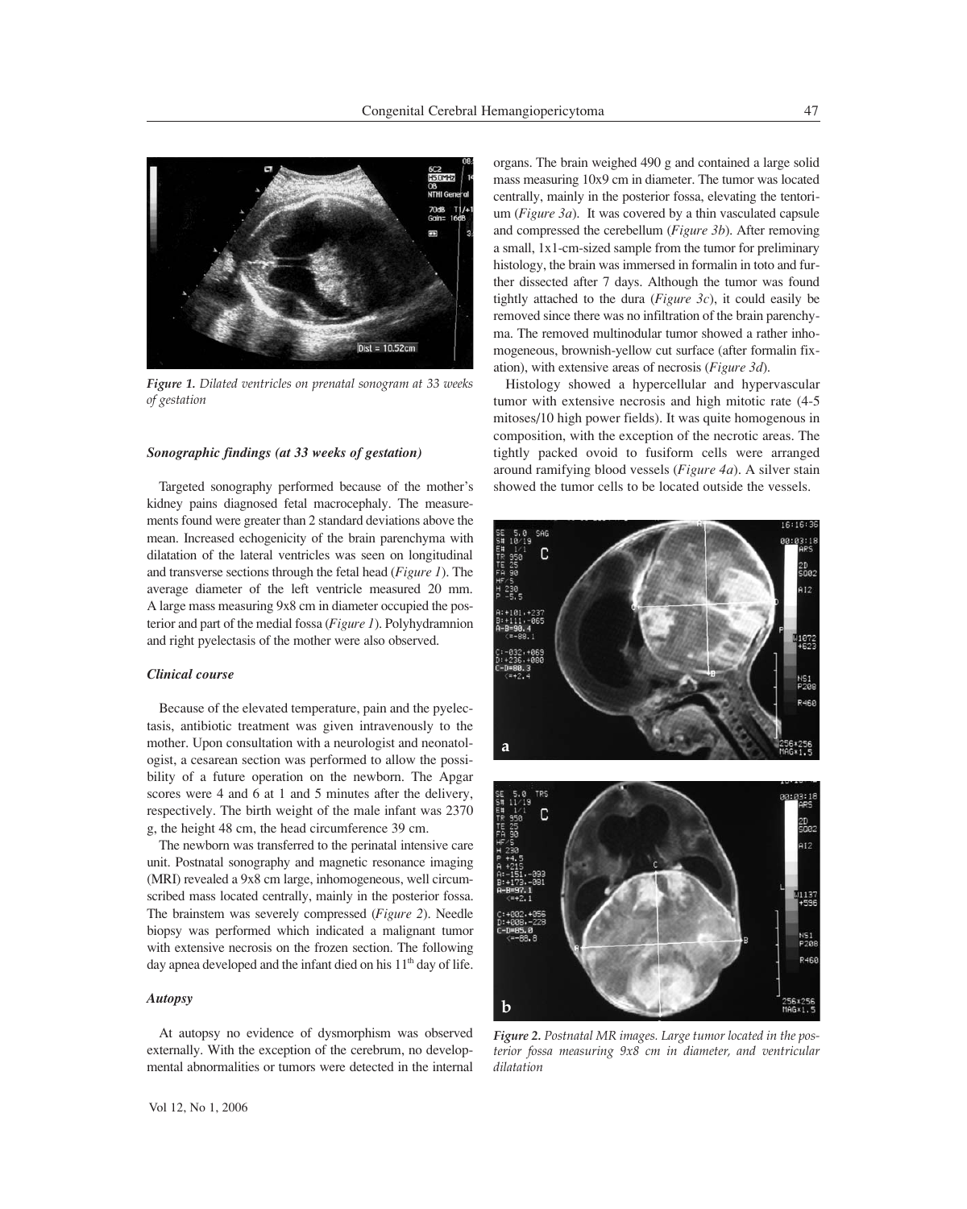*Figure 1. Dilated ventricles on prenatal sonogram at 33 weeks of gestation*

### *Sonographic findings (at 33 weeks of gestation)*

Targeted sonography performed because of the mother's kidney pains diagnosed fetal macrocephaly. The measurements found were greater than 2 standard deviations above the mean. Increased echogenicity of the brain parenchyma with dilatation of the lateral ventricles was seen on longitudinal and transverse sections through the fetal head (*Figure 1*). The average diameter of the left ventricle measured 20 mm. A large mass measuring 9x8 cm in diameter occupied the posterior and part of the medial fossa (*Figure 1*). Polyhydramnion and right pyelectasis of the mother were also observed.

### *Clinical course*

Because of the elevated temperature, pain and the pyelectasis, antibiotic treatment was given intravenously to the mother. Upon consultation with a neurologist and neonatologist, a cesarean section was performed to allow the possibility of a future operation on the newborn. The Apgar scores were 4 and 6 at 1 and 5 minutes after the delivery, respectively. The birth weight of the male infant was 2370 g, the height 48 cm, the head circumference 39 cm.

The newborn was transferred to the perinatal intensive care unit. Postnatal sonography and magnetic resonance imaging (MRI) revealed a 9x8 cm large, inhomogeneous, well circumscribed mass located centrally, mainly in the posterior fossa. The brainstem was severely compressed (*Figure 2*). Needle biopsy was performed which indicated a malignant tumor with extensive necrosis on the frozen section. The following day apnea developed and the infant died on his 11th day of life.

### *Autopsy*

At autopsy no evidence of dysmorphism was observed externally. With the exception of the cerebrum, no developmental abnormalities or tumors were detected in the internal organs. The brain weighed 490 g and contained a large solid mass measuring 10x9 cm in diameter. The tumor was located centrally, mainly in the posterior fossa, elevating the tentorium (*Figure 3a*). It was covered by a thin vasculated capsule and compressed the cerebellum (*Figure 3b*). After removing a small, 1x1-cm-sized sample from the tumor for preliminary histology, the brain was immersed in formalin in toto and further dissected after 7 days. Although the tumor was found tightly attached to the dura (*Figure 3c*), it could easily be removed since there was no infiltration of the brain parenchyma. The removed multinodular tumor showed a rather inhomogeneous, brownish-yellow cut surface (after formalin fixation), with extensive areas of necrosis (*Figure 3d*).

Histology showed a hypercellular and hypervascular tumor with extensive necrosis and high mitotic rate (4-5 mitoses/10 high power fields). It was quite homogenous in composition, with the exception of the necrotic areas. The tightly packed ovoid to fusiform cells were arranged around ramifying blood vessels (*Figure 4a*). A silver stain showed the tumor cells to be located outside the vessels.

*Figure 2. Postnatal MR images. Large tumor located in the posterior fossa measuring 9x8 cm in diameter, and ventricular dilatation*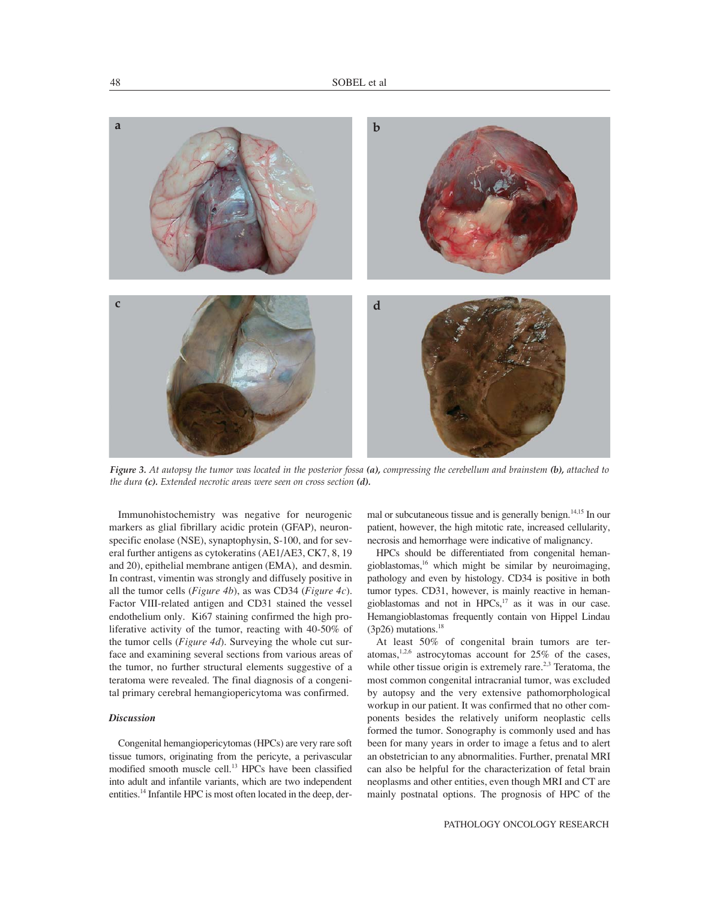*Figure 3. At autopsy the tumor was located in the posterior fossa **(a)**, compressing the cerebellum and brainstem **(b)**, attached to the dura **(c)**. Extended necrotic areas were seen on cross section **(d)**.*

Immunohistochemistry was negative for neurogenic markers as glial fibrillary acidic protein (GFAP), neuron-specific enolase (NSE), synaptophysin, S-100, and for several further antigens as cytokeratins (AE1/AE3, CK7, 8, 19 and 20), epithelial membrane antigen (EMA), and desmin. In contrast, vimentin was strongly and diffusely positive in all the tumor cells (*Figure 4b*), as was CD34 (*Figure 4c*). Factor VIII-related antigen and CD31 stained the vessel endothelium only. Ki67 staining confirmed the high proliferative activity of the tumor, reacting with 40-50% of the tumor cells (*Figure 4d*). Surveying the whole cut surface and examining several sections from various areas of the tumor, no further structural elements suggestive of a teratoma were revealed. The final diagnosis of a congenital primary cerebral hemangiopericytoma was confirmed.

### *Discussion*

Congenital hemangiopericytomas (HPCs) are very rare soft tissue tumors, originating from the pericyte, a perivascular modified smooth muscle cell.[13] HPCs have been classified into adult and infantile variants, which are two independent entities.[14] Infantile HPC is most often located in the deep, dermal or subcutaneous tissue and is generally benign.[14,15] In our patient, however, the high mitotic rate, increased cellularity, necrosis and hemorrhage were indicative of malignancy.

HPCs should be differentiated from congenital hemangioblastomas,[16] which might be similar by neuroimaging, pathology and even by histology. CD34 is positive in both tumor types. CD31, however, is mainly reactive in hemangioblastomas and not in HPCs,[17] as it was in our case. Hemangioblastomas frequently contain von Hippel Lindau (3p26) mutations.[18]

At least 50% of congenital brain tumors are teratomas,[1,2,6] astrocytomas account for 25% of the cases, while other tissue origin is extremely rare.[2,3] Teratoma, the most common congenital intracranial tumor, was excluded by autopsy and the very extensive pathomorphological workup in our patient. It was confirmed that no other components besides the relatively uniform neoplastic cells formed the tumor. Sonography is commonly used and has been for many years in order to image a fetus and to alert an obstetrician to any abnormalities. Further, prenatal MRI can also be helpful for the characterization of fetal brain neoplasms and other entities, even though MRI and CT are mainly postnatal options. The prognosis of HPC of the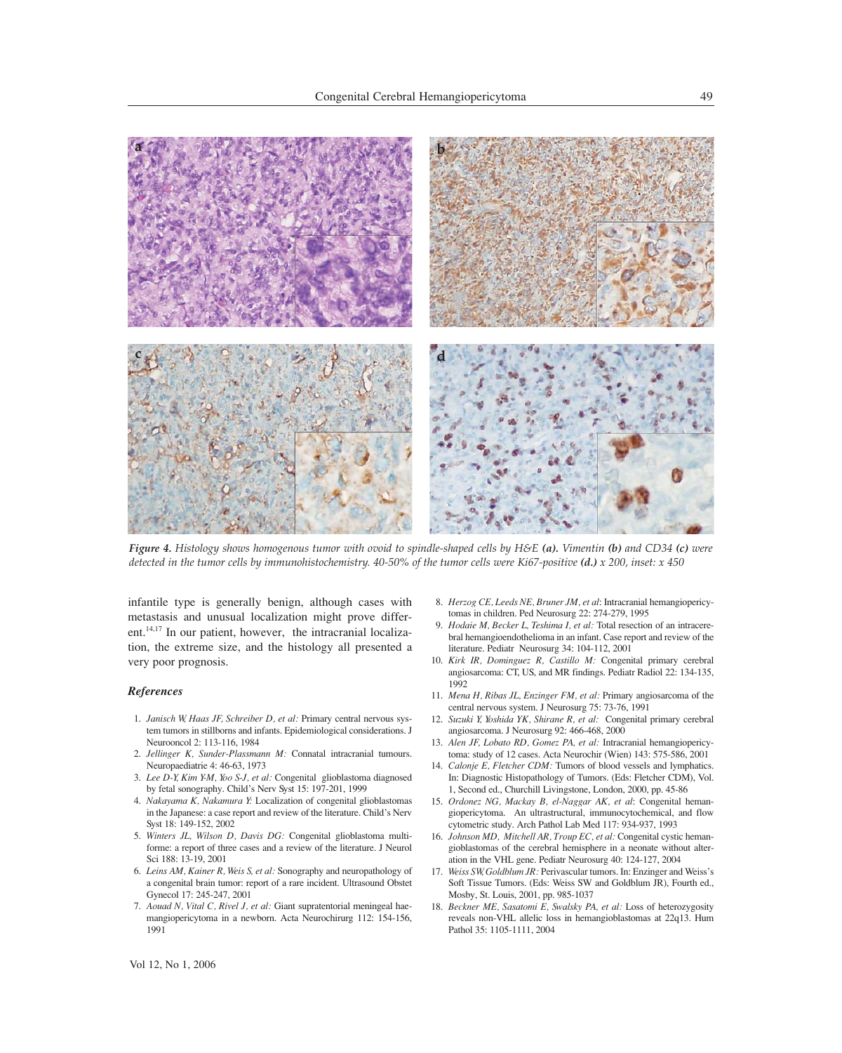*Figure 4. Histology shows homogenous tumor with ovoid to spindle-shaped cells by H&E **(a).** Vimentin **(b)** and CD34 **(c)** were detected in the tumor cells by immunohistochemistry. 40-50% of the tumor cells were Ki67-positive **(d.)** x 200, inset: x 450*

infantile type is generally benign, although cases with metastasis and unusual localization might prove different.[14,17] In our patient, however, the intracranial localization, the extreme size, and the histology all presented a very poor prognosis.

### References

1. *Janisch W, Haas JF, Schreiber D, et al:* Primary central nervous system tumors in stillborns and infants. Epidemiological considerations. J Neurooncol 2: 113-116, 1984
2. *Jellinger K, Sunder-Plassmann M:* Connatal intracranial tumours. Neuropaediatrie 4: 46-63, 1973
3. *Lee D-Y, Kim Y-M, Yoo S-J, et al:* Congenital glioblastoma diagnosed by fetal sonography. Child's Nerv Syst 15: 197-201, 1999
4. *Nakayama K, Nakamura Y:* Localization of congenital glioblastomas in the Japanese: a case report and review of the literature. Child's Nerv Syst 18: 149-152, 2002
5. *Winters JL, Wilson D, Davis DG:* Congenital glioblastoma multiforme: a report of three cases and a review of the literature. J Neurol Sci 188: 13-19, 2001
6. *Leins AM, Kainer R, Weis S, et al:* Sonography and neuropathology of a congenital brain tumor: report of a rare incident. Ultrasound Obstet Gynecol 17: 245-247, 2001
7. *Aouad N, Vital C, Rivel J, et al:* Giant supratentorial meningeal haemangiopericytoma in a newborn. Acta Neurochirurg 112: 154-156, 1991
8. *Herzog CE, Leeds NE, Bruner JM, et al*: Intracranial hemangiopericytomas in children. Ped Neurosurg 22: 274-279, 1995
9. *Hodaie M, Becker L, Teshima I, et al:* Total resection of an intracerebral hemangioendothelioma in an infant. Case report and review of the literature. Pediatr Neurosurg 34: 104-112, 2001
10. *Kirk IR, Dominguez R, Castillo M:* Congenital primary cerebral angiosarcoma: CT, US, and MR findings. Pediatr Radiol 22: 134-135, 1992
11. *Mena H, Ribas JL, Enzinger FM, et al:* Primary angiosarcoma of the central nervous system. J Neurosurg 75: 73-76, 1991
12. *Suzuki Y, Yoshida YK, Shirane R, et al:* Congenital primary cerebral angiosarcoma. J Neurosurg 92: 466-468, 2000
13. *Alen JF, Lobato RD, Gomez PA, et al:* Intracranial hemangiopericytoma: study of 12 cases. Acta Neurochir (Wien) 143: 575-586, 2001
14. *Calonje E, Fletcher CDM:* Tumors of blood vessels and lymphatics. In: Diagnostic Histopathology of Tumors. (Eds: Fletcher CDM), Vol. 1, Second ed., Churchill Livingstone, London, 2000, pp. 45-86
15. *Ordonez NG, Mackay B, el-Naggar AK, et al*: Congenital hemangiopericytoma. An ultrastructural, immunocytochemical, and flow cytometric study. Arch Pathol Lab Med 117: 934-937, 1993
16. *Johnson MD, Mitchell AR, Troup EC, et al:* Congenital cystic hemangioblastomas of the cerebral hemisphere in a neonate without alteration in the VHL gene. Pediatr Neurosurg 40: 124-127, 2004
17. *Weiss SW, Goldblum JR:* Perivascular tumors. In: Enzinger and Weiss's Soft Tissue Tumors. (Eds: Weiss SW and Goldblum JR), Fourth ed., Mosby, St. Louis, 2001, pp. 985-1037
18. *Beckner ME, Sasatomi E, Swalsky PA, et al:* Loss of heterozygosity reveals non-VHL allelic loss in hemangioblastomas at 22q13. Hum Pathol 35: 1105-1111, 2004